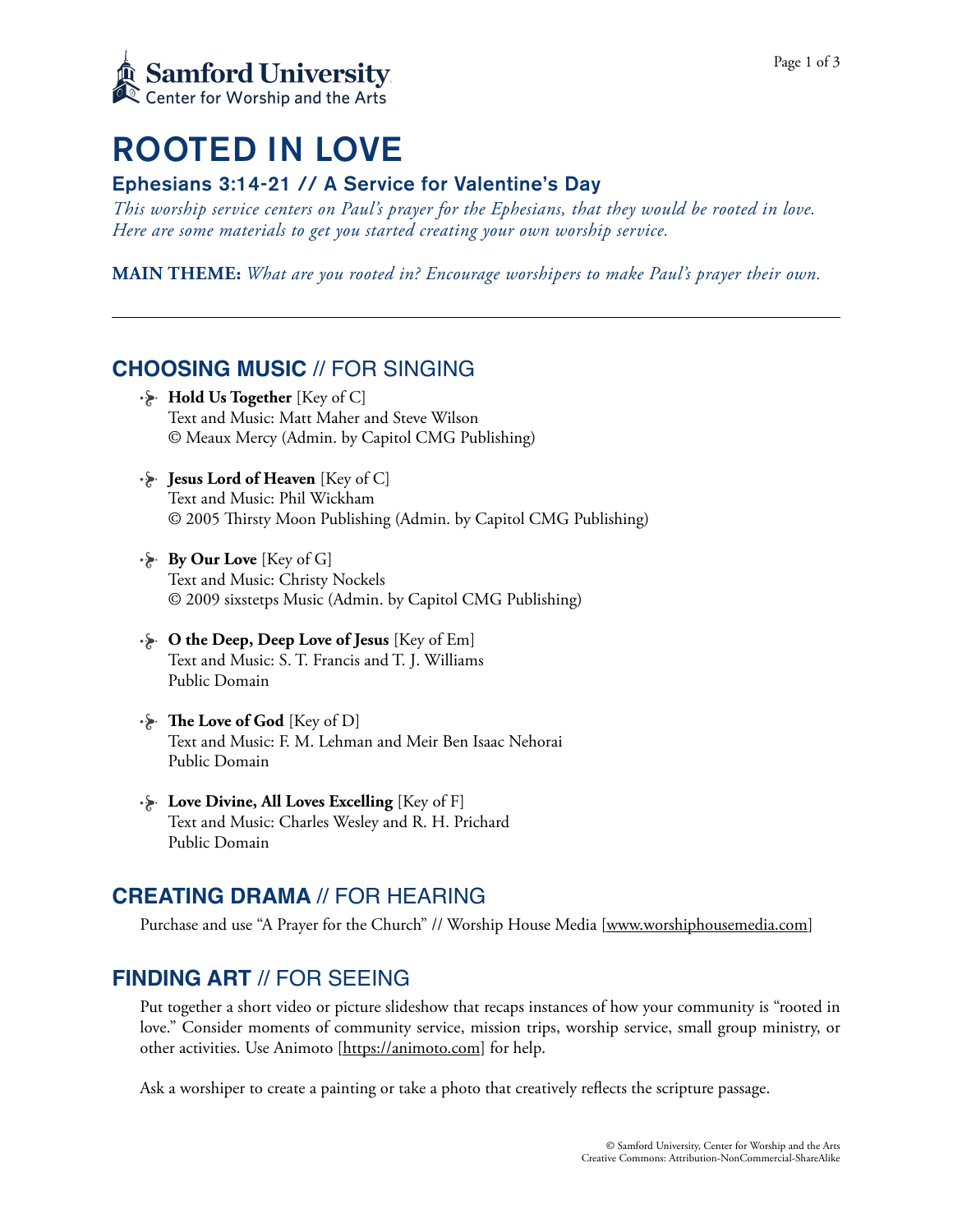Samford University
Center for Worship and the Arts

# ROOTED IN LOVE

## Ephesians 3:14-21 // A Service for Valentine's Day

*This worship service centers on Paul's prayer for the Ephesians, that they would be rooted in love. Here are some materials to get you started creating your own worship service.*

**MAIN THEME:** *What are you rooted in? Encourage worshipers to make Paul's prayer their own.*

---

## CHOOSING MUSIC // FOR SINGING

- **Hold Us Together** [Key of C]
  Text and Music: Matt Maher and Steve Wilson
  © Meaux Mercy (Admin. by Capitol CMG Publishing)

- **Jesus Lord of Heaven** [Key of C]
  Text and Music: Phil Wickham
  © 2005 Thirsty Moon Publishing (Admin. by Capitol CMG Publishing)

- **By Our Love** [Key of G]
  Text and Music: Christy Nockels
  © 2009 sixstetps Music (Admin. by Capitol CMG Publishing)

- **O the Deep, Deep Love of Jesus** [Key of Em]
  Text and Music: S. T. Francis and T. J. Williams
  Public Domain

- **The Love of God** [Key of D]
  Text and Music: F. M. Lehman and Meir Ben Isaac Nehorai
  Public Domain

- **Love Divine, All Loves Excelling** [Key of F]
  Text and Music: Charles Wesley and R. H. Prichard
  Public Domain

## CREATING DRAMA // FOR HEARING

Purchase and use "A Prayer for the Church" // Worship House Media [www.worshiphousemedia.com]

## FINDING ART // FOR SEEING

Put together a short video or picture slideshow that recaps instances of how your community is "rooted in love." Consider moments of community service, mission trips, worship service, small group ministry, or other activities. Use Animoto [https://animoto.com] for help.

Ask a worshiper to create a painting or take a photo that creatively reflects the scripture passage.

© Samford University, Center for Worship and the Arts
Creative Commons: Attribution-NonCommercial-ShareAlike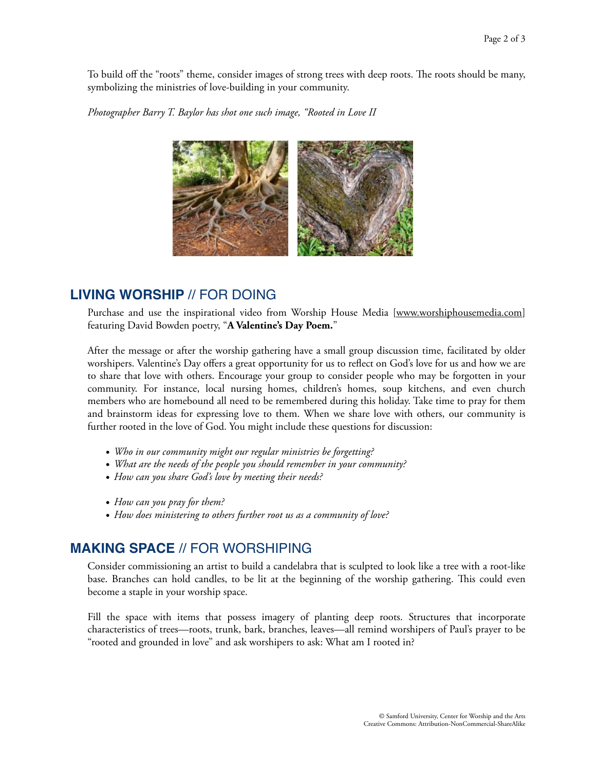To build off the "roots" theme, consider images of strong trees with deep roots. The roots should be many, symbolizing the ministries of love-building in your community.

*Photographer Barry T. Baylor has shot one such image, "Rooted in Love II*

## **LIVING WORSHIP** // FOR DOING

Purchase and use the inspirational video from Worship House Media [www.worshiphousemedia.com] featuring David Bowden poetry, "**A Valentine's Day Poem.**"

After the message or after the worship gathering have a small group discussion time, facilitated by older worshipers. Valentine's Day offers a great opportunity for us to reflect on God's love for us and how we are to share that love with others. Encourage your group to consider people who may be forgotten in your community. For instance, local nursing homes, children's homes, soup kitchens, and even church members who are homebound all need to be remembered during this holiday. Take time to pray for them and brainstorm ideas for expressing love to them. When we share love with others, our community is further rooted in the love of God. You might include these questions for discussion:

- *Who in our community might our regular ministries be forgetting?*
- *What are the needs of the people you should remember in your community?*
- *How can you share God's love by meeting their needs?*
- *How can you pray for them?*
- *How does ministering to others further root us as a community of love?*

## **MAKING SPACE** // FOR WORSHIPING

Consider commissioning an artist to build a candelabra that is sculpted to look like a tree with a root-like base. Branches can hold candles, to be lit at the beginning of the worship gathering. This could even become a staple in your worship space.

Fill the space with items that possess imagery of planting deep roots. Structures that incorporate characteristics of trees—roots, trunk, bark, branches, leaves—all remind worshipers of Paul's prayer to be "rooted and grounded in love" and ask worshipers to ask: What am I rooted in?

© Samford University, Center for Worship and the Arts
Creative Commons: Attribution-NonCommercial-ShareAlike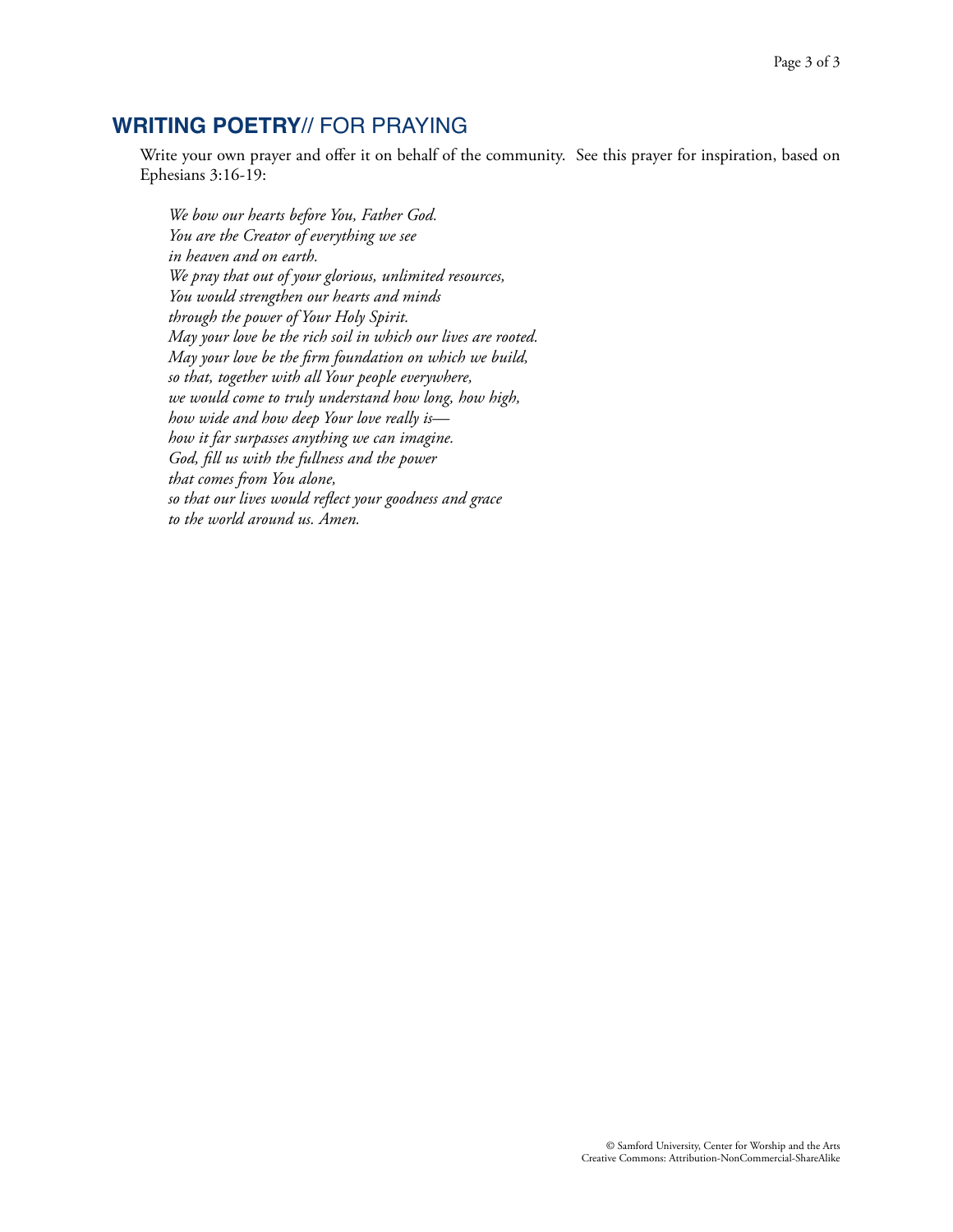## **WRITING POETRY**// FOR PRAYING

Write your own prayer and offer it on behalf of the community. See this prayer for inspiration, based on Ephesians 3:16-19:

*We bow our hearts before You, Father God.*
*You are the Creator of everything we see*
*in heaven and on earth.*
*We pray that out of your glorious, unlimited resources,*
*You would strengthen our hearts and minds*
*through the power of Your Holy Spirit.*
*May your love be the rich soil in which our lives are rooted.*
*May your love be the firm foundation on which we build,*
*so that, together with all Your people everywhere,*
*we would come to truly understand how long, how high,*
*how wide and how deep Your love really is—*
*how it far surpasses anything we can imagine.*
*God, fill us with the fullness and the power*
*that comes from You alone,*
*so that our lives would reflect your goodness and grace*
*to the world around us. Amen.*

© Samford University, Center for Worship and the Arts
Creative Commons: Attribution-NonCommercial-ShareAlike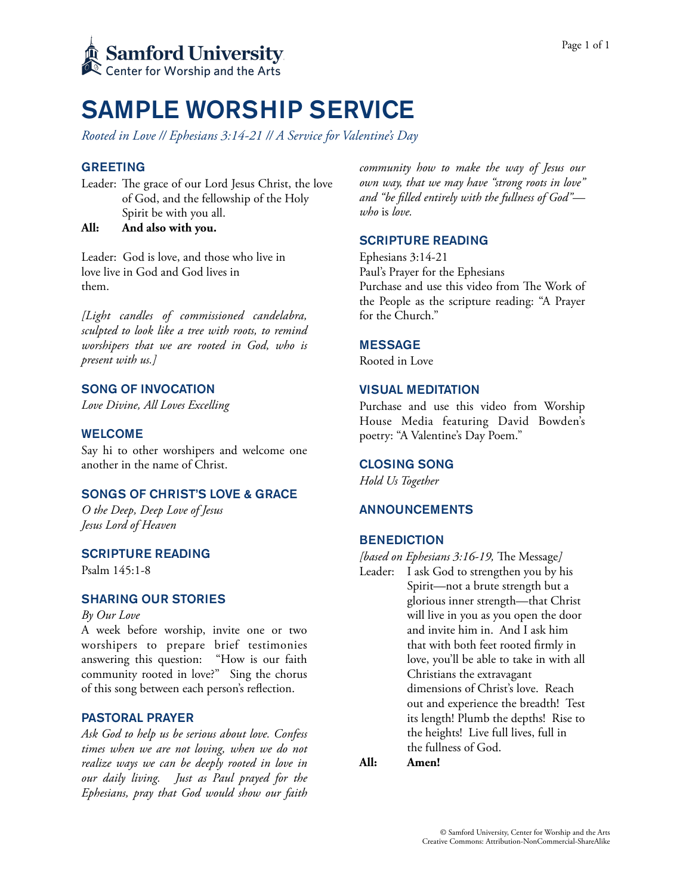Samford University
Center for Worship and the Arts

# SAMPLE WORSHIP SERVICE

*Rooted in Love // Ephesians 3:14-21 // A Service for Valentine's Day*

## GREETING

Leader: The grace of our Lord Jesus Christ, the love of God, and the fellowship of the Holy Spirit be with you all.

**All: And also with you.**

Leader: God is love, and those who live in love live in God and God lives in them.

*[Light candles of commissioned candelabra, sculpted to look like a tree with roots, to remind worshipers that we are rooted in God, who is present with us.]*

## SONG OF INVOCATION

*Love Divine, All Loves Excelling*

## WELCOME

Say hi to other worshipers and welcome one another in the name of Christ.

## SONGS OF CHRIST'S LOVE & GRACE

*O the Deep, Deep Love of Jesus*
*Jesus Lord of Heaven*

## SCRIPTURE READING

Psalm 145:1-8

## SHARING OUR STORIES

*By Our Love*

A week before worship, invite one or two worshipers to prepare brief testimonies answering this question: "How is our faith community rooted in love?" Sing the chorus of this song between each person's reflection.

## PASTORAL PRAYER

*Ask God to help us be serious about love. Confess times when we are not loving, when we do not realize ways we can be deeply rooted in love in our daily living. Just as Paul prayed for the Ephesians, pray that God would show our faith community how to make the way of Jesus our own way, that we may have "strong roots in love" and "be filled entirely with the fullness of God"—who is love.*

## SCRIPTURE READING

Ephesians 3:14-21
Paul's Prayer for the Ephesians
Purchase and use this video from The Work of the People as the scripture reading: "A Prayer for the Church."

## MESSAGE

Rooted in Love

## VISUAL MEDITATION

Purchase and use this video from Worship House Media featuring David Bowden's poetry: "A Valentine's Day Poem."

## CLOSING SONG

*Hold Us Together*

## ANNOUNCEMENTS

## BENEDICTION

*[based on Ephesians 3:16-19,* The Message*]*

Leader: I ask God to strengthen you by his Spirit—not a brute strength but a glorious inner strength—that Christ will live in you as you open the door and invite him in. And I ask him that with both feet rooted firmly in love, you'll be able to take in with all Christians the extravagant dimensions of Christ's love. Reach out and experience the breadth! Test its length! Plumb the depths! Rise to the heights! Live full lives, full in the fullness of God.

**All: Amen!**

© Samford University, Center for Worship and the Arts
Creative Commons: Attribution-NonCommercial-ShareAlike